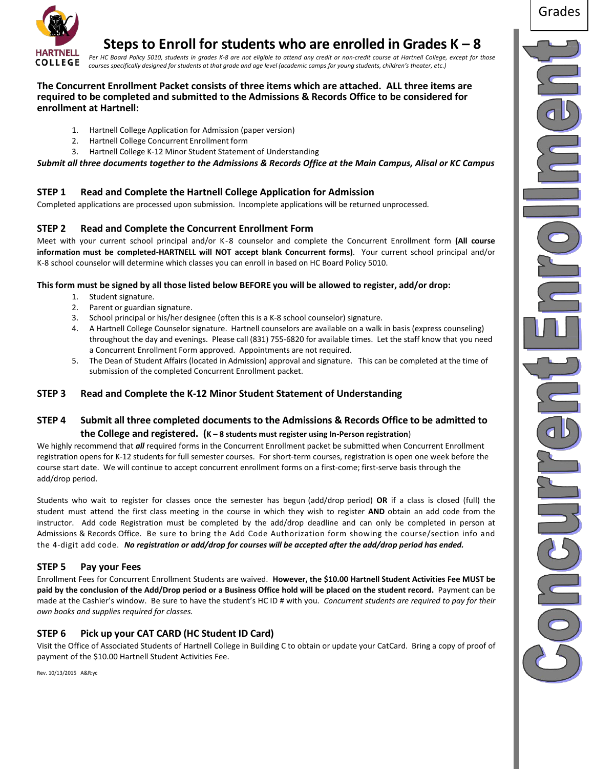# Steps to Enroll for students who are enrolled in Grades K – 8

*Per HC Board Policy 5010, students in grades K-8 are not eligible to attend any credit or non-credit course at Hartnell College, except for those courses specifically designed for students at that grade and age level (academic camps for young students, children's theater, etc.)*

**The Concurrent Enrollment Packet consists of three items which are attached. ALL three items are required to be completed and submitted to the Admissions & Records Office to be considered for enrollment at Hartnell:**

1. Hartnell College Application for Admission (paper version)
2. Hartnell College Concurrent Enrollment form
3. Hartnell College K-12 Minor Student Statement of Understanding

***Submit all three documents together to the Admissions & Records Office at the Main Campus, Alisal or KC Campus***

## STEP 1 Read and Complete the Hartnell College Application for Admission

Completed applications are processed upon submission. Incomplete applications will be returned unprocessed.

## STEP 2 Read and Complete the Concurrent Enrollment Form

Meet with your current school principal and/or K-8 counselor and complete the Concurrent Enrollment form **(All course information must be completed-HARTNELL will NOT accept blank Concurrent forms)**. Your current school principal and/or K-8 school counselor will determine which classes you can enroll in based on HC Board Policy 5010.

**This form must be signed by all those listed below BEFORE you will be allowed to register, add/or drop:**

1. Student signature.
2. Parent or guardian signature.
3. School principal or his/her designee (often this is a K-8 school counselor) signature.
4. A Hartnell College Counselor signature. Hartnell counselors are available on a walk in basis (express counseling) throughout the day and evenings. Please call (831) 755-6820 for available times. Let the staff know that you need a Concurrent Enrollment Form approved. Appointments are not required.
5. The Dean of Student Affairs (located in Admission) approval and signature. This can be completed at the time of submission of the completed Concurrent Enrollment packet.

## STEP 3 Read and Complete the K-12 Minor Student Statement of Understanding

## STEP 4 Submit all three completed documents to the Admissions & Records Office to be admitted to the College and registered. (K – 8 students must register using In-Person registration)

We highly recommend that ***all*** required forms in the Concurrent Enrollment packet be submitted when Concurrent Enrollment registration opens for K-12 students for full semester courses. For short-term courses, registration is open one week before the course start date. We will continue to accept concurrent enrollment forms on a first-come; first-serve basis through the add/drop period.

Students who wait to register for classes once the semester has begun (add/drop period) **OR** if a class is closed (full) the student must attend the first class meeting in the course in which they wish to register **AND** obtain an add code from the instructor. Add code Registration must be completed by the add/drop deadline and can only be completed in person at Admissions & Records Office. Be sure to bring the Add Code Authorization form showing the course/section info and the 4-digit add code. ***No registration or add/drop for courses will be accepted after the add/drop period has ended.***

## STEP 5 Pay your Fees

Enrollment Fees for Concurrent Enrollment Students are waived. **However, the $10.00 Hartnell Student Activities Fee MUST be paid by the conclusion of the Add/Drop period or a Business Office hold will be placed on the student record.** Payment can be made at the Cashier's window. Be sure to have the student's HC ID # with you. *Concurrent students are required to pay for their own books and supplies required for classes.*

## STEP 6 Pick up your CAT CARD (HC Student ID Card)

Visit the Office of Associated Students of Hartnell College in Building C to obtain or update your CatCard. Bring a copy of proof of payment of the $10.00 Hartnell Student Activities Fee.

Rev. 10/13/2015 A&R:yc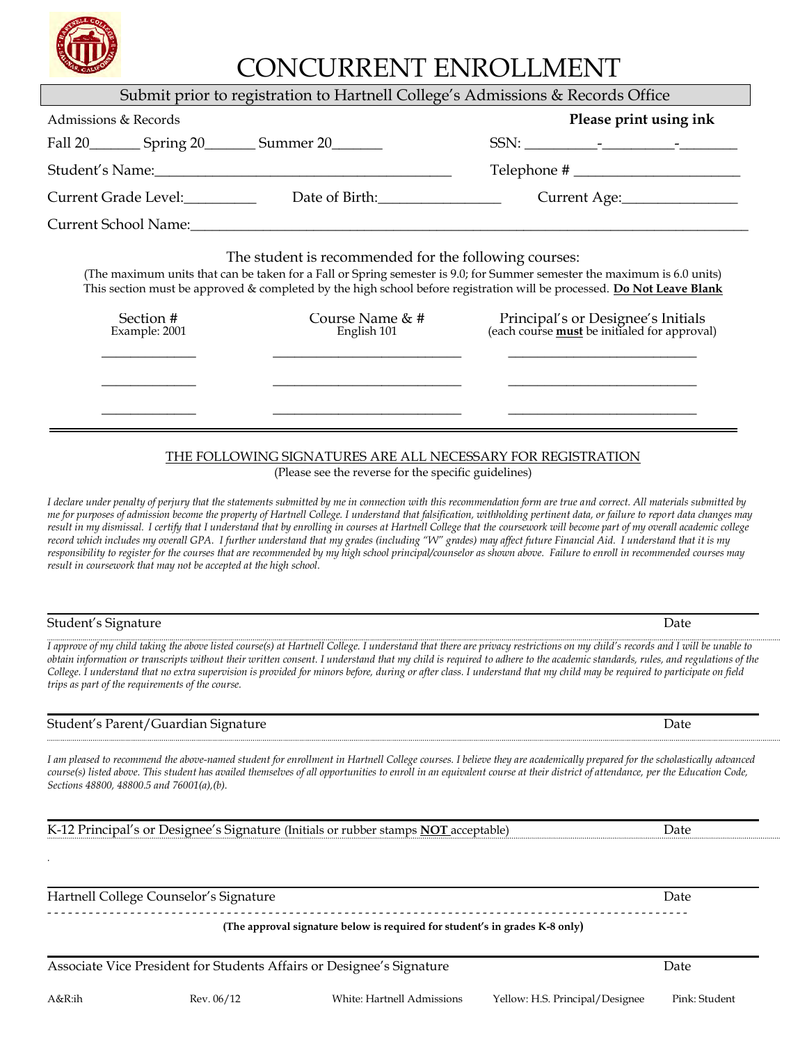# CONCURRENT ENROLLMENT

Submit prior to registration to Hartnell College's Admissions & Records Office

Admissions & Records **Please print using ink**

Fall 20_______ Spring 20_______ Summer 20_______ SSN: __________-__________-________

Student's Name:________________________________________ Telephone # ______________________

Current Grade Level:__________ Date of Birth:________________ Current Age:________________

Current School Name:______________________________________________________________________________

The student is recommended for the following courses:

(The maximum units that can be taken for a Fall or Spring semester is 9.0; for Summer semester the maximum is 6.0 units)
This section must be approved & completed by the high school before registration will be processed. **Do Not Leave Blank**

| Section # Example: 2001 | Course Name & # English 101 | Principal's or Designee's Initials (each course **must** be initialed for approval) |
|---|---|---|
| ______________ | ____________________________ | ____________________________ |
| ______________ | ____________________________ | ____________________________ |
| ______________ | ____________________________ | ____________________________ |

THE FOLLOWING SIGNATURES ARE ALL NECESSARY FOR REGISTRATION
(Please see the reverse for the specific guidelines)

*I declare under penalty of perjury that the statements submitted by me in connection with this recommendation form are true and correct. All materials submitted by me for purposes of admission become the property of Hartnell College. I understand that falsification, withholding pertinent data, or failure to report data changes may result in my dismissal. I certify that I understand that by enrolling in courses at Hartnell College that the coursework will become part of my overall academic college record which includes my overall GPA. I further understand that my grades (including "W" grades) may affect future Financial Aid. I understand that it is my responsibility to register for the courses that are recommended by my high school principal/counselor as shown above. Failure to enroll in recommended courses may result in coursework that may not be accepted at the high school.*

Student's Signature Date

*I approve of my child taking the above listed course(s) at Hartnell College. I understand that there are privacy restrictions on my child's records and I will be unable to obtain information or transcripts without their written consent. I understand that my child is required to adhere to the academic standards, rules, and regulations of the College. I understand that no extra supervision is provided for minors before, during or after class. I understand that my child may be required to participate on field trips as part of the requirements of the course.*

Student's Parent/Guardian Signature Date

*I am pleased to recommend the above-named student for enrollment in Hartnell College courses. I believe they are academically prepared for the scholastically advanced course(s) listed above. This student has availed themselves of all opportunities to enroll in an equivalent course at their district of attendance, per the Education Code, Sections 48800, 48800.5 and 76001(a),(b).*

K-12 Principal's or Designee's Signature (Initials or rubber stamps **NOT** acceptable) Date

Hartnell College Counselor's Signature Date

**(The approval signature below is required for student's in grades K-8 only)**

Associate Vice President for Students Affairs or Designee's Signature Date

A&R:ih Rev. 06/12 White: Hartnell Admissions Yellow: H.S. Principal/Designee Pink: Student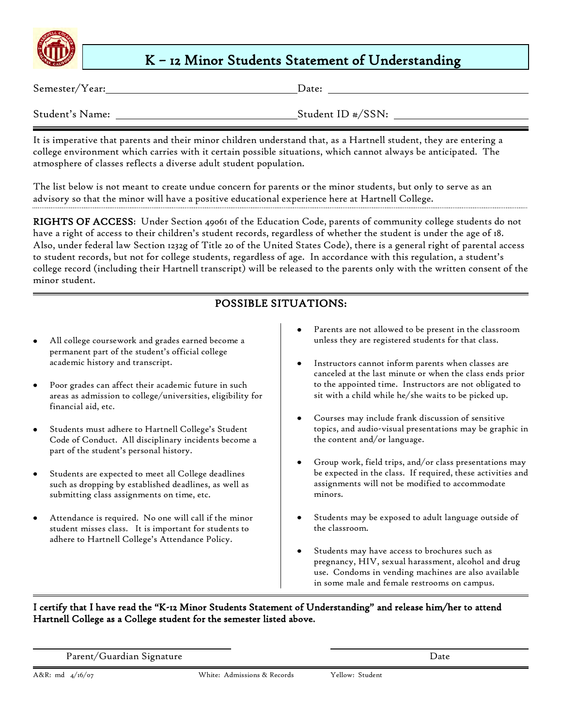# K – 12 Minor Students Statement of Understanding

Semester/Year: ______________________ Date: ______________________

Student's Name: ______________________ Student ID #/SSN: ______________________

It is imperative that parents and their minor children understand that, as a Hartnell student, they are entering a college environment which carries with it certain possible situations, which cannot always be anticipated. The atmosphere of classes reflects a diverse adult student population.

The list below is not meant to create undue concern for parents or the minor students, but only to serve as an advisory so that the minor will have a positive educational experience here at Hartnell College.

**RIGHTS OF ACCESS**: Under Section 49061 of the Education Code, parents of community college students do not have a right of access to their children's student records, regardless of whether the student is under the age of 18. Also, under federal law Section 1232g of Title 20 of the United States Code), there is a general right of parental access to student records, but not for college students, regardless of age. In accordance with this regulation, a student's college record (including their Hartnell transcript) will be released to the parents only with the written consent of the minor student.

## POSSIBLE SITUATIONS:

- All college coursework and grades earned become a permanent part of the student's official college academic history and transcript.
- Poor grades can affect their academic future in such areas as admission to college/universities, eligibility for financial aid, etc.
- Students must adhere to Hartnell College's Student Code of Conduct. All disciplinary incidents become a part of the student's personal history.
- Students are expected to meet all College deadlines such as dropping by established deadlines, as well as submitting class assignments on time, etc.
- Attendance is required. No one will call if the minor student misses class. It is important for students to adhere to Hartnell College's Attendance Policy.
- Parents are not allowed to be present in the classroom unless they are registered students for that class.
- Instructors cannot inform parents when classes are canceled at the last minute or when the class ends prior to the appointed time. Instructors are not obligated to sit with a child while he/she waits to be picked up.
- Courses may include frank discussion of sensitive topics, and audio-visual presentations may be graphic in the content and/or language.
- Group work, field trips, and/or class presentations may be expected in the class. If required, these activities and assignments will not be modified to accommodate minors.
- Students may be exposed to adult language outside of the classroom.
- Students may have access to brochures such as pregnancy, HIV, sexual harassment, alcohol and drug use. Condoms in vending machines are also available in some male and female restrooms on campus.

**I certify that I have read the "K-12 Minor Students Statement of Understanding" and release him/her to attend Hartnell College as a College student for the semester listed above.**

______________________ ______________________

Parent/Guardian Signature Date

A&R: md 4/16/07 White: Admissions & Records Yellow: Student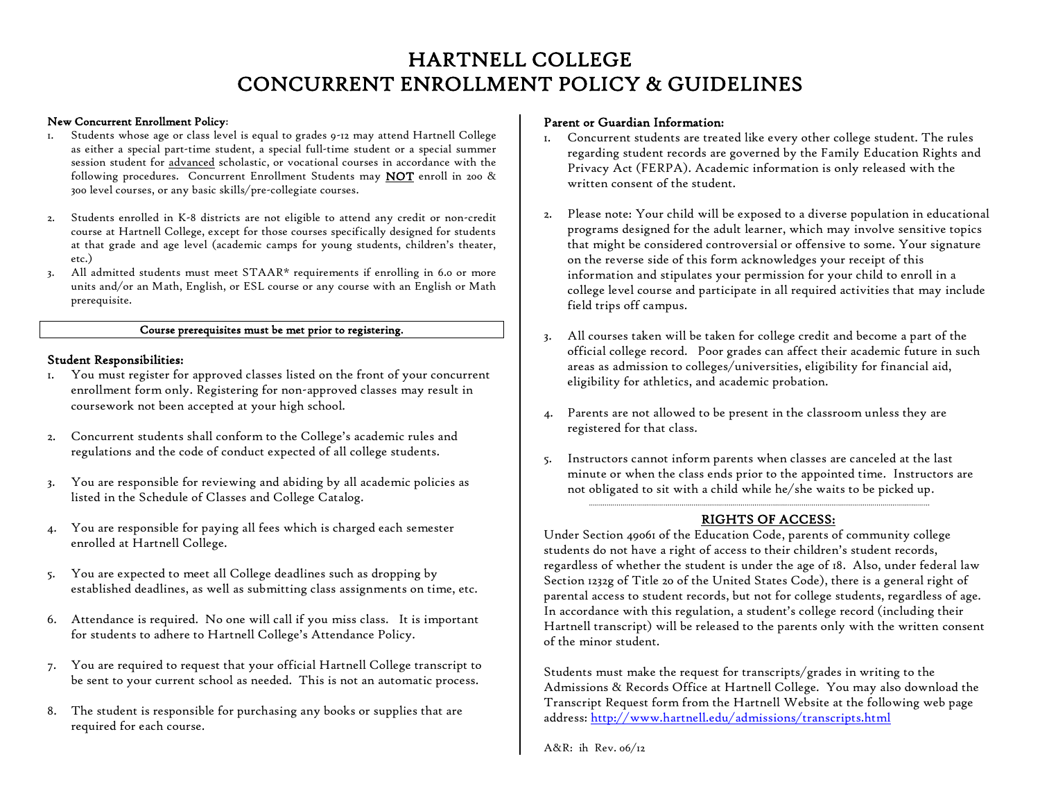# HARTNELL COLLEGE
# CONCURRENT ENROLLMENT POLICY & GUIDELINES

**New Concurrent Enrollment Policy:**

1. Students whose age or class level is equal to grades 9-12 may attend Hartnell College as either a special part-time student, a special full-time student or a special summer session student for advanced scholastic, or vocational courses in accordance with the following procedures. Concurrent Enrollment Students may **NOT** enroll in 200 & 300 level courses, or any basic skills/pre-collegiate courses.

2. Students enrolled in K-8 districts are not eligible to attend any credit or non-credit course at Hartnell College, except for those courses specifically designed for students at that grade and age level (academic camps for young students, children's theater, etc.)
3. All admitted students must meet STAAR* requirements if enrolling in 6.0 or more units and/or an Math, English, or ESL course or any course with an English or Math prerequisite.

**Course prerequisites must be met prior to registering.**

**Student Responsibilities:**

1. You must register for approved classes listed on the front of your concurrent enrollment form only. Registering for non-approved classes may result in coursework not been accepted at your high school.

2. Concurrent students shall conform to the College's academic rules and regulations and the code of conduct expected of all college students.

3. You are responsible for reviewing and abiding by all academic policies as listed in the Schedule of Classes and College Catalog.

4. You are responsible for paying all fees which is charged each semester enrolled at Hartnell College.

5. You are expected to meet all College deadlines such as dropping by established deadlines, as well as submitting class assignments on time, etc.

6. Attendance is required. No one will call if you miss class. It is important for students to adhere to Hartnell College's Attendance Policy.

7. You are required to request that your official Hartnell College transcript to be sent to your current school as needed. This is not an automatic process.

8. The student is responsible for purchasing any books or supplies that are required for each course.

**Parent or Guardian Information:**

1. Concurrent students are treated like every other college student. The rules regarding student records are governed by the Family Education Rights and Privacy Act (FERPA). Academic information is only released with the written consent of the student.

2. Please note: Your child will be exposed to a diverse population in educational programs designed for the adult learner, which may involve sensitive topics that might be considered controversial or offensive to some. Your signature on the reverse side of this form acknowledges your receipt of this information and stipulates your permission for your child to enroll in a college level course and participate in all required activities that may include field trips off campus.

3. All courses taken will be taken for college credit and become a part of the official college record. Poor grades can affect their academic future in such areas as admission to colleges/universities, eligibility for financial aid, eligibility for athletics, and academic probation.

4. Parents are not allowed to be present in the classroom unless they are registered for that class.

5. Instructors cannot inform parents when classes are canceled at the last minute or when the class ends prior to the appointed time. Instructors are not obligated to sit with a child while he/she waits to be picked up.

**RIGHTS OF ACCESS:**

Under Section 49061 of the Education Code, parents of community college students do not have a right of access to their children's student records, regardless of whether the student is under the age of 18. Also, under federal law Section 1232g of Title 20 of the United States Code), there is a general right of parental access to student records, but not for college students, regardless of age. In accordance with this regulation, a student's college record (including their Hartnell transcript) will be released to the parents only with the written consent of the minor student.

Students must make the request for transcripts/grades in writing to the Admissions & Records Office at Hartnell College. You may also download the Transcript Request form from the Hartnell Website at the following web page address: http://www.hartnell.edu/admissions/transcripts.html

A&R: ih Rev. 06/12